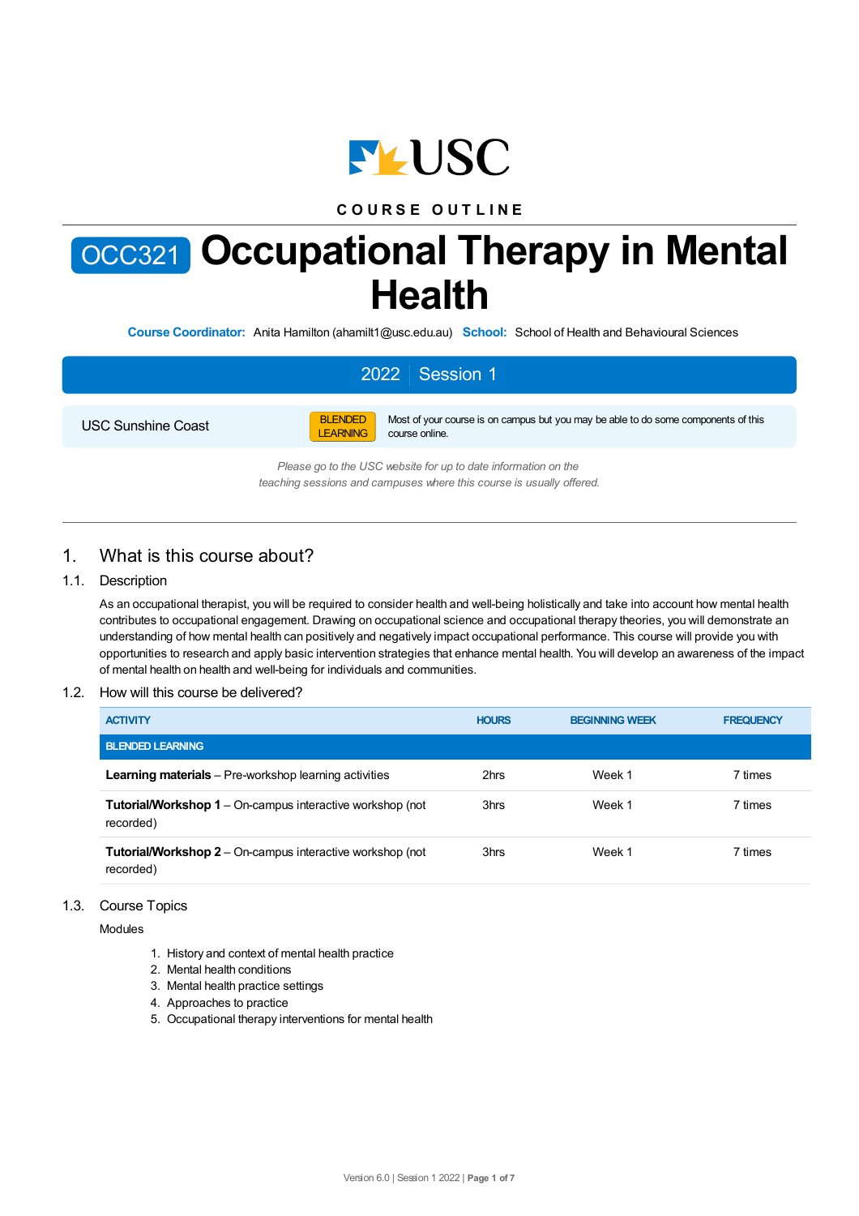COURSE OUTLINE

# OCC321 Occupational Therapy in Mental Health

**Course Coordinator:** Anita Hamilton (ahamilt1@usc.edu.au) **School:** School of Health and Behavioural Sciences

**2022 | Session 1**

| USC Sunshine Coast | BLENDED LEARNING | Most of your course is on campus but you may be able to do some components of this course online. |
|---|---|---|

*Please go to the USC website for up to date information on the teaching sessions and campuses where this course is usually offered.*

## 1. What is this course about?

### 1.1. Description

As an occupational therapist, you will be required to consider health and well-being holistically and take into account how mental health contributes to occupational engagement. Drawing on occupational science and occupational therapy theories, you will demonstrate an understanding of how mental health can positively and negatively impact occupational performance. This course will provide you with opportunities to research and apply basic intervention strategies that enhance mental health. You will develop an awareness of the impact of mental health on health and well-being for individuals and communities.

### 1.2. How will this course be delivered?

| ACTIVITY | HOURS | BEGINNING WEEK | FREQUENCY |
|---|---|---|---|
| **BLENDED LEARNING** | | | |
| **Learning materials** – Pre-workshop learning activities | 2hrs | Week 1 | 7 times |
| **Tutorial/Workshop 1** – On-campus interactive workshop (not recorded) | 3hrs | Week 1 | 7 times |
| **Tutorial/Workshop 2** – On-campus interactive workshop (not recorded) | 3hrs | Week 1 | 7 times |

### 1.3. Course Topics

Modules

1. History and context of mental health practice
2. Mental health conditions
3. Mental health practice settings
4. Approaches to practice
5. Occupational therapy interventions for mental health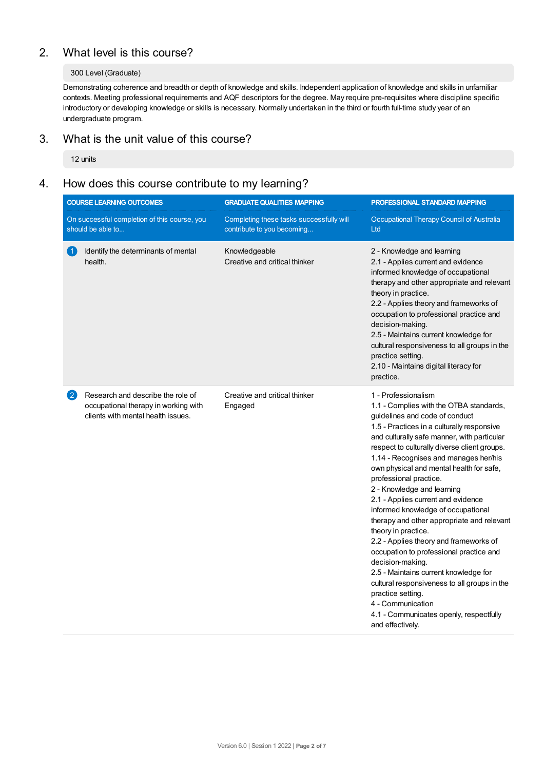## 2. What level is this course?

300 Level (Graduate)

Demonstrating coherence and breadth or depth of knowledge and skills. Independent application of knowledge and skills in unfamiliar contexts. Meeting professional requirements and AQF descriptors for the degree. May require pre-requisites where discipline specific introductory or developing knowledge or skills is necessary. Normally undertaken in the third or fourth full-time study year of an undergraduate program.

## 3. What is the unit value of this course?

12 units

## 4. How does this course contribute to my learning?

| COURSE LEARNING OUTCOMES<br>On successful completion of this course, you should be able to... | GRADUATE QUALITIES MAPPING<br>Completing these tasks successfully will contribute to you becoming... | PROFESSIONAL STANDARD MAPPING<br>Occupational Therapy Council of Australia Ltd |
|---|---|---|
| 1 Identify the determinants of mental health. | Knowledgeable<br>Creative and critical thinker | 2 - Knowledge and learning<br>2.1 - Applies current and evidence informed knowledge of occupational therapy and other appropriate and relevant theory in practice.<br>2.2 - Applies theory and frameworks of occupation to professional practice and decision-making.<br>2.5 - Maintains current knowledge for cultural responsiveness to all groups in the practice setting.<br>2.10 - Maintains digital literacy for practice. |
| 2 Research and describe the role of occupational therapy in working with clients with mental health issues. | Creative and critical thinker<br>Engaged | 1 - Professionalism<br>1.1 - Complies with the OTBA standards, guidelines and code of conduct<br>1.5 - Practices in a culturally responsive and culturally safe manner, with particular respect to culturally diverse client groups.<br>1.14 - Recognises and manages her/his own physical and mental health for safe, professional practice.<br>2 - Knowledge and learning<br>2.1 - Applies current and evidence informed knowledge of occupational therapy and other appropriate and relevant theory in practice.<br>2.2 - Applies theory and frameworks of occupation to professional practice and decision-making.<br>2.5 - Maintains current knowledge for cultural responsiveness to all groups in the practice setting.<br>4 - Communication<br>4.1 - Communicates openly, respectfully and effectively. |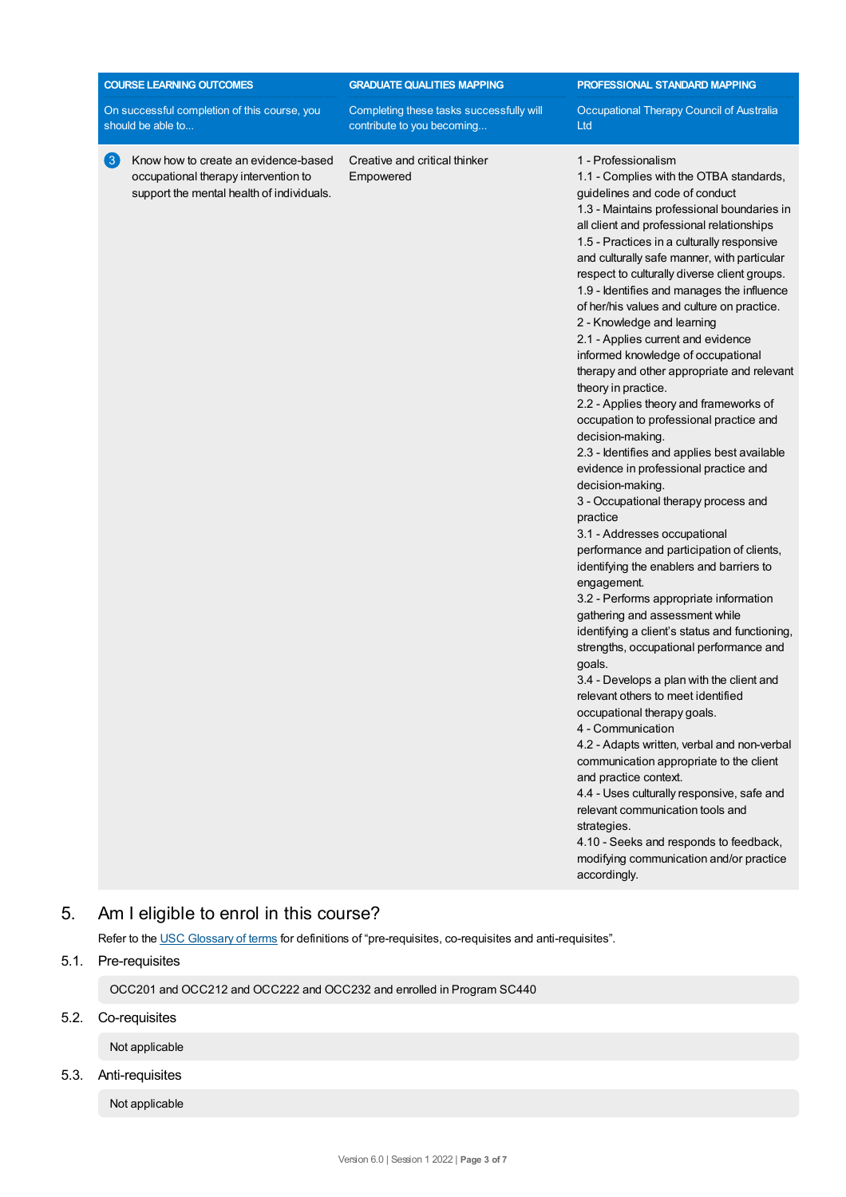| COURSE LEARNING OUTCOMES<br>On successful completion of this course, you should be able to... | GRADUATE QUALITIES MAPPING<br>Completing these tasks successfully will contribute to you becoming... | PROFESSIONAL STANDARD MAPPING<br>Occupational Therapy Council of Australia Ltd |
|---|---|---|
| 3 Know how to create an evidence-based occupational therapy intervention to support the mental health of individuals. | Creative and critical thinker<br>Empowered | 1 - Professionalism<br>1.1 - Complies with the OTBA standards, guidelines and code of conduct<br>1.3 - Maintains professional boundaries in all client and professional relationships<br>1.5 - Practices in a culturally responsive and culturally safe manner, with particular respect to culturally diverse client groups.<br>1.9 - Identifies and manages the influence of her/his values and culture on practice.<br>2 - Knowledge and learning<br>2.1 - Applies current and evidence informed knowledge of occupational therapy and other appropriate and relevant theory in practice.<br>2.2 - Applies theory and frameworks of occupation to professional practice and decision-making.<br>2.3 - Identifies and applies best available evidence in professional practice and decision-making.<br>3 - Occupational therapy process and practice<br>3.1 - Addresses occupational performance and participation of clients, identifying the enablers and barriers to engagement.<br>3.2 - Performs appropriate information gathering and assessment while identifying a client's status and functioning, strengths, occupational performance and goals.<br>3.4 - Develops a plan with the client and relevant others to meet identified occupational therapy goals.<br>4 - Communication<br>4.2 - Adapts written, verbal and non-verbal communication appropriate to the client and practice context.<br>4.4 - Uses culturally responsive, safe and relevant communication tools and strategies.<br>4.10 - Seeks and responds to feedback, modifying communication and/or practice accordingly. |

## 5. Am I eligible to enrol in this course?

Refer to the USC Glossary of terms for definitions of "pre-requisites, co-requisites and anti-requisites".

### 5.1. Pre-requisites

OCC201 and OCC212 and OCC222 and OCC232 and enrolled in Program SC440

### 5.2. Co-requisites

Not applicable

### 5.3. Anti-requisites

Not applicable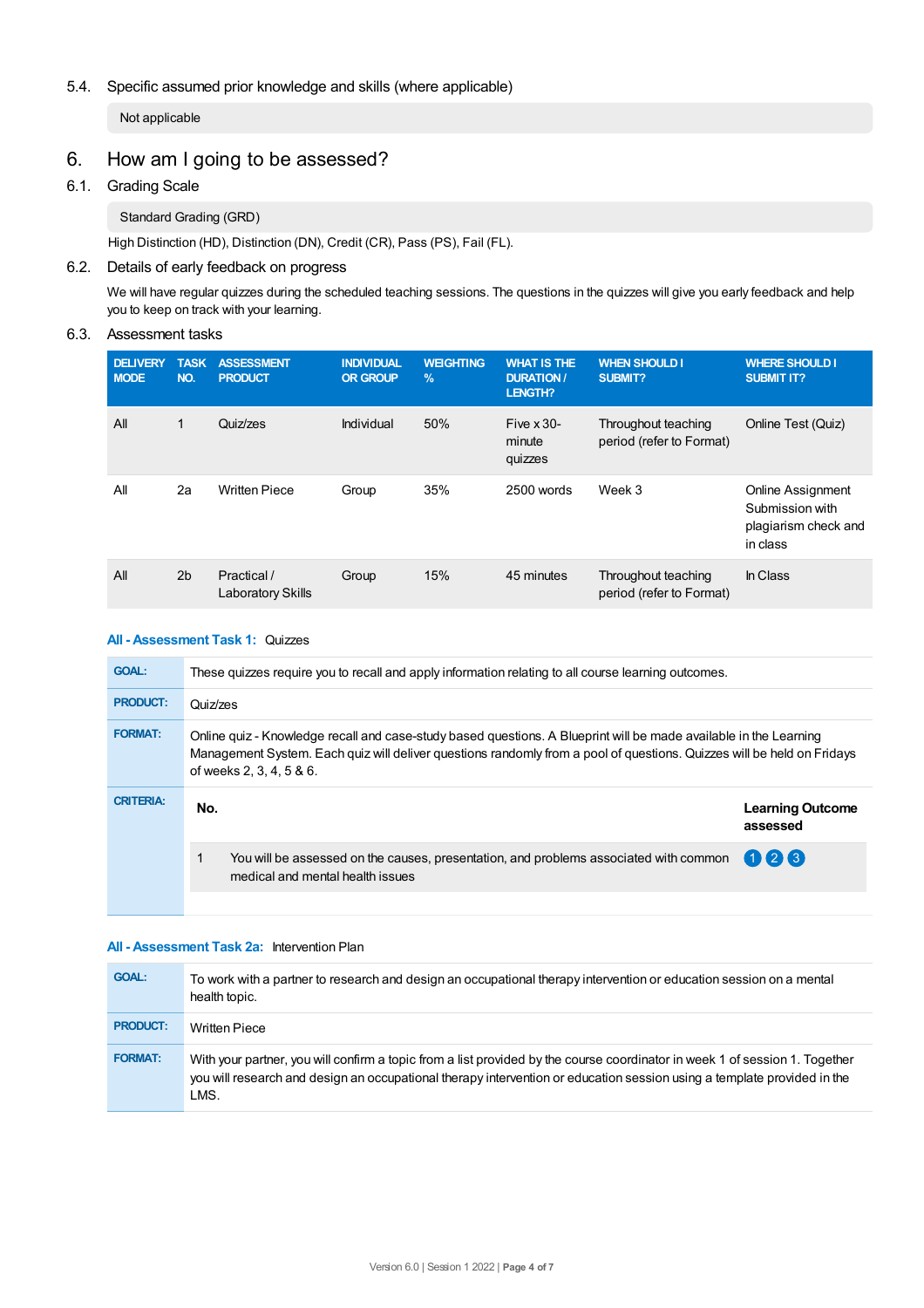5.4. Specific assumed prior knowledge and skills (where applicable)

Not applicable

# 6. How am I going to be assessed?

## 6.1. Grading Scale

Standard Grading (GRD)

High Distinction (HD), Distinction (DN), Credit (CR), Pass (PS), Fail (FL).

## 6.2. Details of early feedback on progress

We will have regular quizzes during the scheduled teaching sessions. The questions in the quizzes will give you early feedback and help you to keep on track with your learning.

## 6.3. Assessment tasks

| DELIVERY MODE | TASK NO. | ASSESSMENT PRODUCT | INDIVIDUAL OR GROUP | WEIGHTING % | WHAT IS THE DURATION / LENGTH? | WHEN SHOULD I SUBMIT? | WHERE SHOULD I SUBMIT IT? |
|---|---|---|---|---|---|---|---|
| All | 1 | Quiz/zes | Individual | 50% | Five x 30-minute quizzes | Throughout teaching period (refer to Format) | Online Test (Quiz) |
| All | 2a | Written Piece | Group | 35% | 2500 words | Week 3 | Online Assignment Submission with plagiarism check and in class |
| All | 2b | Practical / Laboratory Skills | Group | 15% | 45 minutes | Throughout teaching period (refer to Format) | In Class |

### All - Assessment Task 1: Quizzes

| | |
|---|---|
| **GOAL:** | These quizzes require you to recall and apply information relating to all course learning outcomes. |
| **PRODUCT:** | Quiz/zes |
| **FORMAT:** | Online quiz - Knowledge recall and case-study based questions. A Blueprint will be made available in the Learning Management System. Each quiz will deliver questions randomly from a pool of questions. Quizzes will be held on Fridays of weeks 2, 3, 4, 5 & 6. |
| **CRITERIA:** | |

| No. | | Learning Outcome assessed |
|---|---|---|
| 1 | You will be assessed on the causes, presentation, and problems associated with common medical and mental health issues | 1 2 3 |

### All - Assessment Task 2a: Intervention Plan

| | |
|---|---|
| **GOAL:** | To work with a partner to research and design an occupational therapy intervention or education session on a mental health topic. |
| **PRODUCT:** | Written Piece |
| **FORMAT:** | With your partner, you will confirm a topic from a list provided by the course coordinator in week 1 of session 1. Together you will research and design an occupational therapy intervention or education session using a template provided in the LMS. |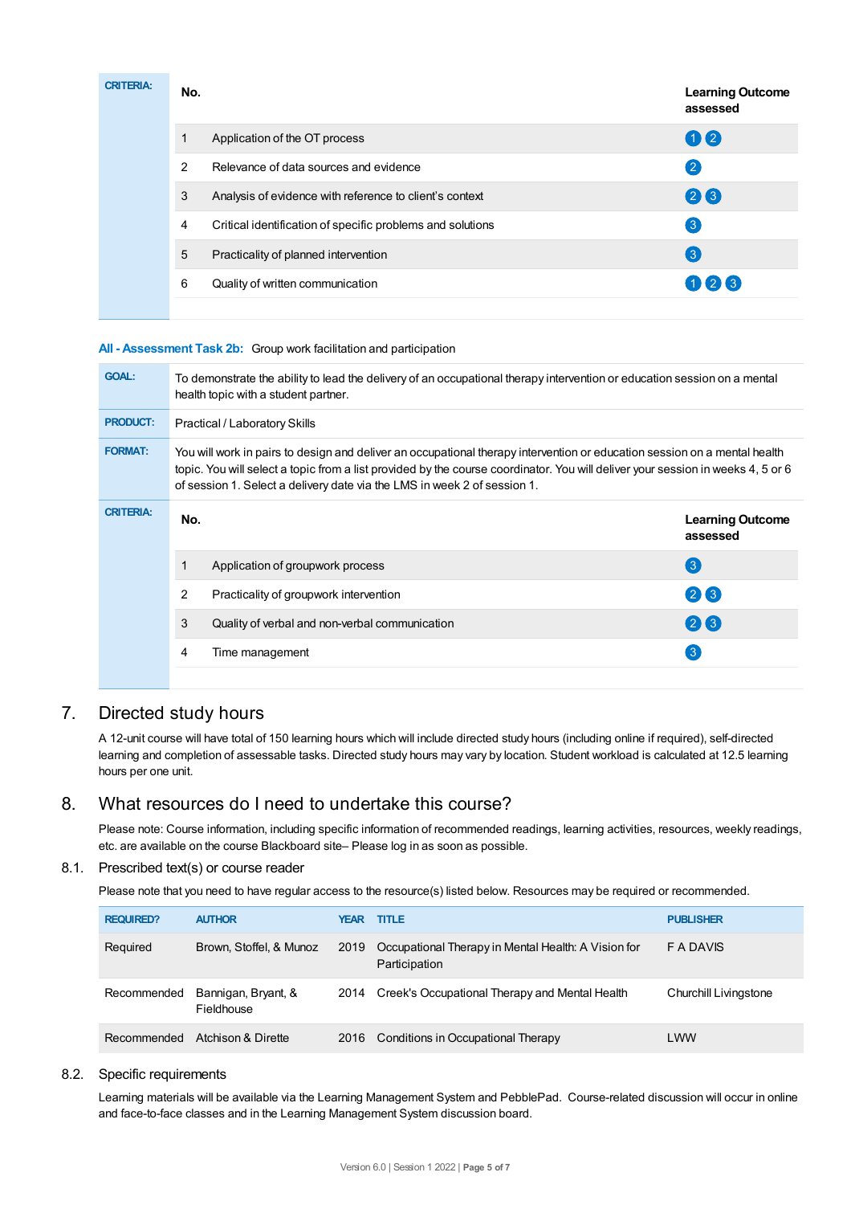| CRITERIA: | No. | | Learning Outcome assessed |
|---|---|---|---|
| | 1 | Application of the OT process | 1 2 |
| | 2 | Relevance of data sources and evidence | 2 |
| | 3 | Analysis of evidence with reference to client's context | 2 3 |
| | 4 | Critical identification of specific problems and solutions | 3 |
| | 5 | Practicality of planned intervention | 3 |
| | 6 | Quality of written communication | 1 2 3 |

**All - Assessment Task 2b:** Group work facilitation and participation

| | |
|---|---|
| **GOAL:** | To demonstrate the ability to lead the delivery of an occupational therapy intervention or education session on a mental health topic with a student partner. |
| **PRODUCT:** | Practical / Laboratory Skills |
| **FORMAT:** | You will work in pairs to design and deliver an occupational therapy intervention or education session on a mental health topic. You will select a topic from a list provided by the course coordinator. You will deliver your session in weeks 4, 5 or 6 of session 1. Select a delivery date via the LMS in week 2 of session 1. |

| CRITERIA: | No. | | Learning Outcome assessed |
|---|---|---|---|
| | 1 | Application of groupwork process | 3 |
| | 2 | Practicality of groupwork intervention | 2 3 |
| | 3 | Quality of verbal and non-verbal communication | 2 3 |
| | 4 | Time management | 3 |

## 7. Directed study hours

A 12-unit course will have total of 150 learning hours which will include directed study hours (including online if required), self-directed learning and completion of assessable tasks. Directed study hours may vary by location. Student workload is calculated at 12.5 learning hours per one unit.

## 8. What resources do I need to undertake this course?

Please note: Course information, including specific information of recommended readings, learning activities, resources, weekly readings, etc. are available on the course Blackboard site– Please log in as soon as possible.

### 8.1. Prescribed text(s) or course reader

Please note that you need to have regular access to the resource(s) listed below. Resources may be required or recommended.

| REQUIRED? | AUTHOR | YEAR | TITLE | PUBLISHER |
|---|---|---|---|---|
| Required | Brown, Stoffel, & Munoz | 2019 | Occupational Therapy in Mental Health: A Vision for Participation | F A DAVIS |
| Recommended | Bannigan, Bryant, & Fieldhouse | 2014 | Creek's Occupational Therapy and Mental Health | Churchill Livingstone |
| Recommended | Atchison & Dirette | 2016 | Conditions in Occupational Therapy | LWW |

### 8.2. Specific requirements

Learning materials will be available via the Learning Management System and PebblePad. Course-related discussion will occur in online and face-to-face classes and in the Learning Management System discussion board.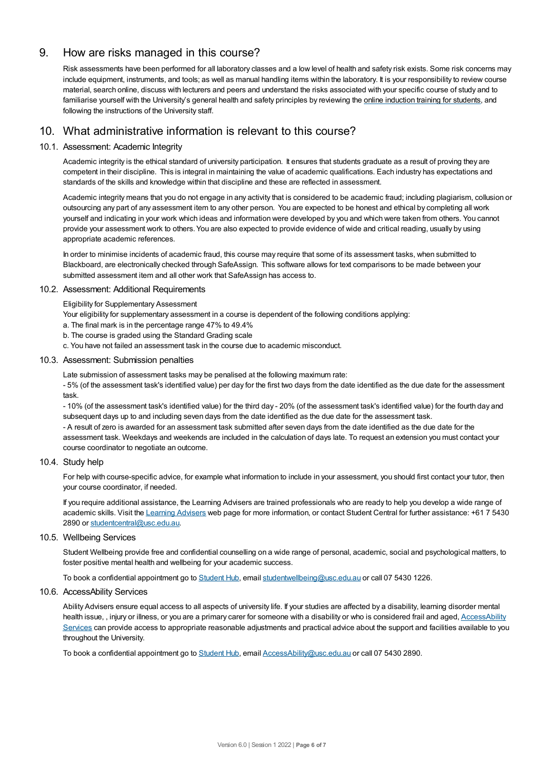## 9. How are risks managed in this course?

Risk assessments have been performed for all laboratory classes and a low level of health and safety risk exists. Some risk concerns may include equipment, instruments, and tools; as well as manual handling items within the laboratory. It is your responsibility to review course material, search online, discuss with lecturers and peers and understand the risks associated with your specific course of study and to familiarise yourself with the University's general health and safety principles by reviewing the online induction training for students, and following the instructions of the University staff.

## 10. What administrative information is relevant to this course?

### 10.1. Assessment: Academic Integrity

Academic integrity is the ethical standard of university participation. It ensures that students graduate as a result of proving they are competent in their discipline. This is integral in maintaining the value of academic qualifications. Each industry has expectations and standards of the skills and knowledge within that discipline and these are reflected in assessment.

Academic integrity means that you do not engage in any activity that is considered to be academic fraud; including plagiarism, collusion or outsourcing any part of any assessment item to any other person. You are expected to be honest and ethical by completing all work yourself and indicating in your work which ideas and information were developed by you and which were taken from others. You cannot provide your assessment work to others. You are also expected to provide evidence of wide and critical reading, usually by using appropriate academic references.

In order to minimise incidents of academic fraud, this course may require that some of its assessment tasks, when submitted to Blackboard, are electronically checked through SafeAssign. This software allows for text comparisons to be made between your submitted assessment item and all other work that SafeAssign has access to.

### 10.2. Assessment: Additional Requirements

Eligibility for Supplementary Assessment

Your eligibility for supplementary assessment in a course is dependent of the following conditions applying:

a. The final mark is in the percentage range 47% to 49.4%

b. The course is graded using the Standard Grading scale

c. You have not failed an assessment task in the course due to academic misconduct.

### 10.3. Assessment: Submission penalties

Late submission of assessment tasks may be penalised at the following maximum rate:

- 5% (of the assessment task's identified value) per day for the first two days from the date identified as the due date for the assessment task.

- 10% (of the assessment task's identified value) for the third day - 20% (of the assessment task's identified value) for the fourth day and subsequent days up to and including seven days from the date identified as the due date for the assessment task.

- A result of zero is awarded for an assessment task submitted after seven days from the date identified as the due date for the assessment task. Weekdays and weekends are included in the calculation of days late. To request an extension you must contact your course coordinator to negotiate an outcome.

### 10.4. Study help

For help with course-specific advice, for example what information to include in your assessment, you should first contact your tutor, then your course coordinator, if needed.

If you require additional assistance, the Learning Advisers are trained professionals who are ready to help you develop a wide range of academic skills. Visit the Learning Advisers web page for more information, or contact Student Central for further assistance: +61 7 5430 2890 or studentcentral@usc.edu.au.

### 10.5. Wellbeing Services

Student Wellbeing provide free and confidential counselling on a wide range of personal, academic, social and psychological matters, to foster positive mental health and wellbeing for your academic success.

To book a confidential appointment go to Student Hub, email studentwellbeing@usc.edu.au or call 07 5430 1226.

### 10.6. AccessAbility Services

Ability Advisers ensure equal access to all aspects of university life. If your studies are affected by a disability, learning disorder mental health issue, , injury or illness, or you are a primary carer for someone with a disability or who is considered frail and aged, AccessAbility Services can provide access to appropriate reasonable adjustments and practical advice about the support and facilities available to you throughout the University.

To book a confidential appointment go to Student Hub, email AccessAbility@usc.edu.au or call 07 5430 2890.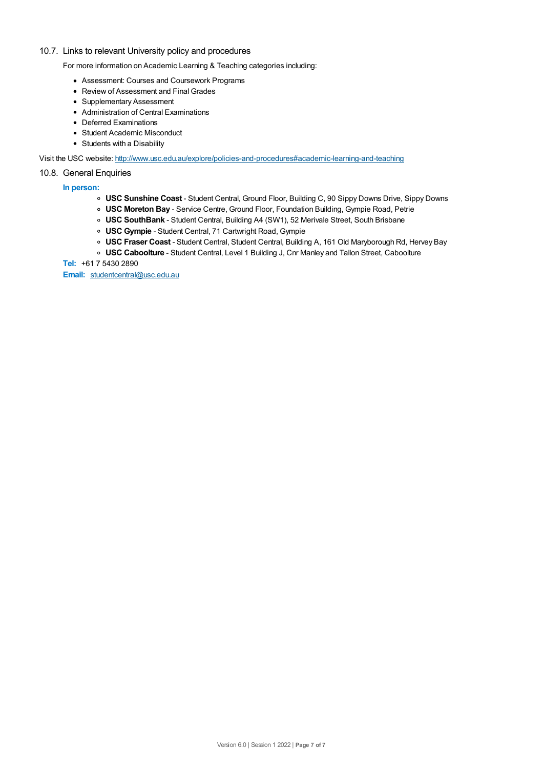### 10.7. Links to relevant University policy and procedures

For more information on Academic Learning & Teaching categories including:

- Assessment: Courses and Coursework Programs
- Review of Assessment and Final Grades
- Supplementary Assessment
- Administration of Central Examinations
- Deferred Examinations
- Student Academic Misconduct
- Students with a Disability

Visit the USC website: http://www.usc.edu.au/explore/policies-and-procedures#academic-learning-and-teaching

### 10.8. General Enquiries

**In person:**

- **USC Sunshine Coast** - Student Central, Ground Floor, Building C, 90 Sippy Downs Drive, Sippy Downs
- **USC Moreton Bay** - Service Centre, Ground Floor, Foundation Building, Gympie Road, Petrie
- **USC SouthBank** - Student Central, Building A4 (SW1), 52 Merivale Street, South Brisbane
- **USC Gympie** - Student Central, 71 Cartwright Road, Gympie
- **USC Fraser Coast** - Student Central, Student Central, Building A, 161 Old Maryborough Rd, Hervey Bay
- **USC Caboolture** - Student Central, Level 1 Building J, Cnr Manley and Tallon Street, Caboolture

**Tel:** +61 7 5430 2890

**Email:** studentcentral@usc.edu.au